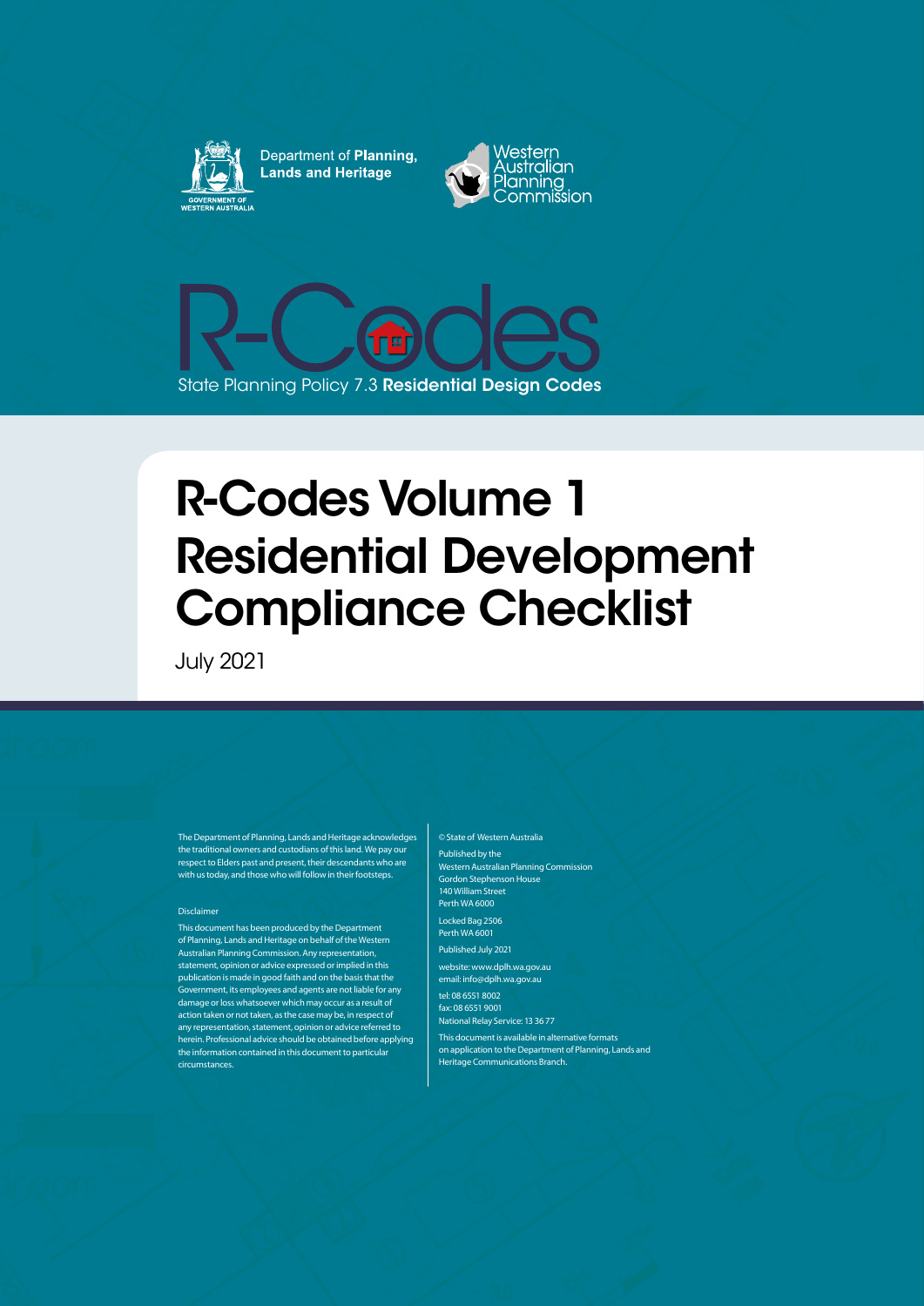Department of **Planning, Lands and Heritage**

GOVERNMENT OF WESTERN AUSTRALIA

Western Australian Planning Commission

# R-Codes

State Planning Policy 7.3 **Residential Design Codes**

# R-Codes Volume 1 Residential Development Compliance Checklist

July 2021

The Department of Planning, Lands and Heritage acknowledges the traditional owners and custodians of this land. We pay our respect to Elders past and present, their descendants who are with us today, and those who will follow in their footsteps.

Disclaimer

This document has been produced by the Department of Planning, Lands and Heritage on behalf of the Western Australian Planning Commission. Any representation, statement, opinion or advice expressed or implied in this publication is made in good faith and on the basis that the Government, its employees and agents are not liable for any damage or loss whatsoever which may occur as a result of action taken or not taken, as the case may be, in respect of any representation, statement, opinion or advice referred to herein. Professional advice should be obtained before applying the information contained in this document to particular circumstances.

© State of Western Australia

Published by the
Western Australian Planning Commission
Gordon Stephenson House
140 William Street
Perth WA 6000

Locked Bag 2506
Perth WA 6001

Published July 2021

website: www.dplh.wa.gov.au
email: info@dplh.wa.gov.au

tel: 08 6551 8002
fax: 08 6551 9001
National Relay Service: 13 36 77

This document is available in alternative formats on application to the Department of Planning, Lands and Heritage Communications Branch.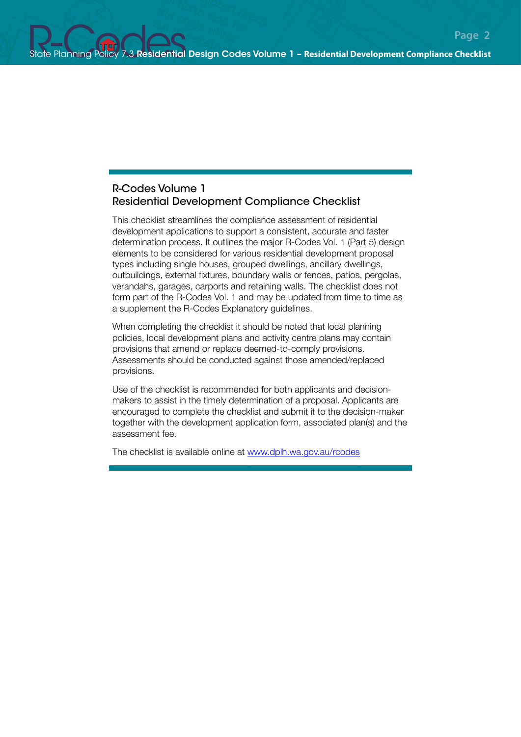## R-Codes Volume 1
## Residential Development Compliance Checklist

This checklist streamlines the compliance assessment of residential development applications to support a consistent, accurate and faster determination process. It outlines the major R-Codes Vol. 1 (Part 5) design elements to be considered for various residential development proposal types including single houses, grouped dwellings, ancillary dwellings, outbuildings, external fixtures, boundary walls or fences, patios, pergolas, verandahs, garages, carports and retaining walls. The checklist does not form part of the R-Codes Vol. 1 and may be updated from time to time as a supplement the R-Codes Explanatory guidelines.

When completing the checklist it should be noted that local planning policies, local development plans and activity centre plans may contain provisions that amend or replace deemed-to-comply provisions. Assessments should be conducted against those amended/replaced provisions.

Use of the checklist is recommended for both applicants and decision-makers to assist in the timely determination of a proposal. Applicants are encouraged to complete the checklist and submit it to the decision-maker together with the development application form, associated plan(s) and the assessment fee.

The checklist is available online at [www.dplh.wa.gov.au/rcodes](http://www.dplh.wa.gov.au/rcodes)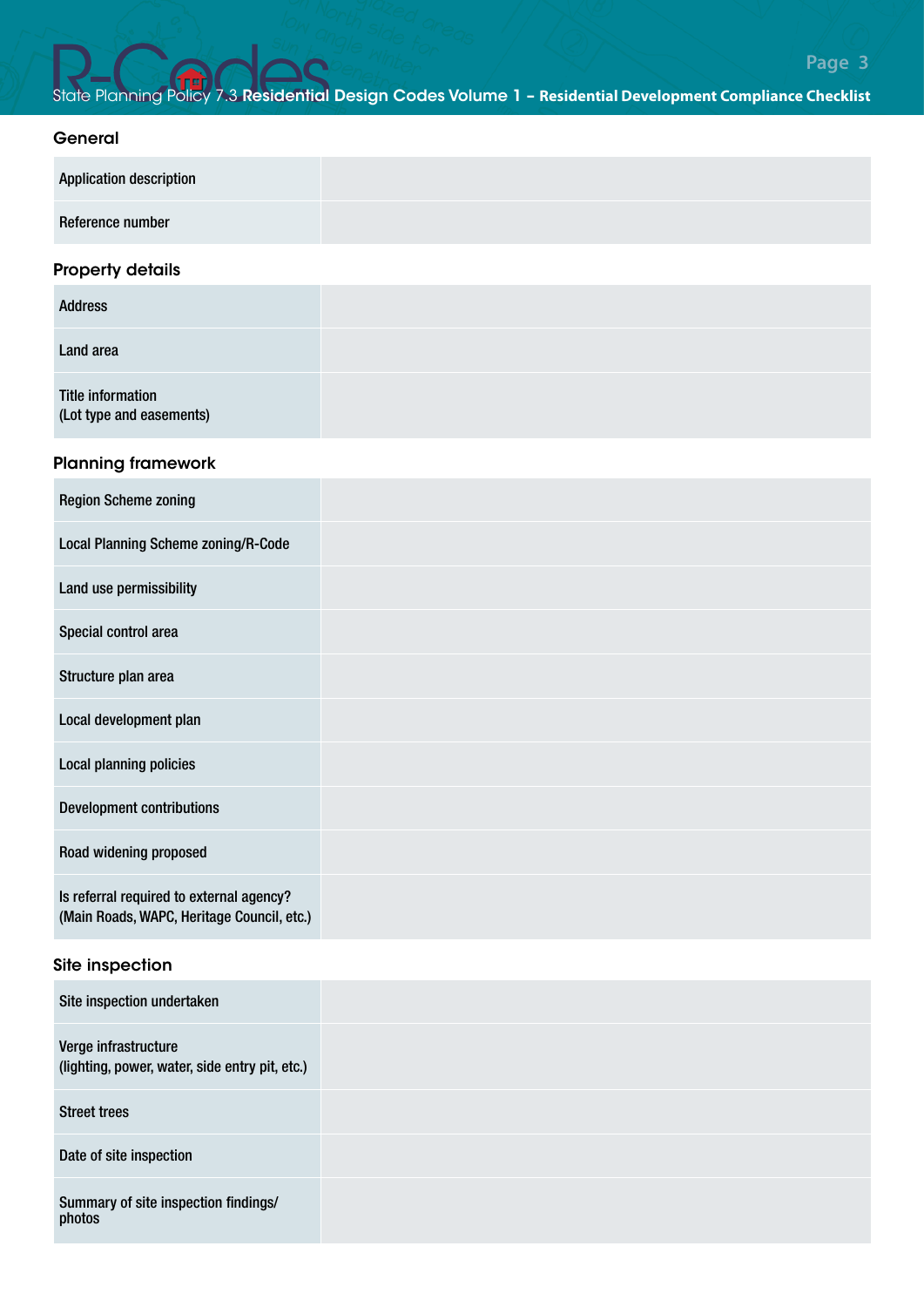## General

| | |
|---|---|
| Application description | |
| Reference number | |

## Property details

| | |
|---|---|
| Address | |
| Land area | |
| Title information (Lot type and easements) | |

## Planning framework

| | |
|---|---|
| Region Scheme zoning | |
| Local Planning Scheme zoning/R-Code | |
| Land use permissibility | |
| Special control area | |
| Structure plan area | |
| Local development plan | |
| Local planning policies | |
| Development contributions | |
| Road widening proposed | |
| Is referral required to external agency? (Main Roads, WAPC, Heritage Council, etc.) | |

## Site inspection

| | |
|---|---|
| Site inspection undertaken | |
| Verge infrastructure (lighting, power, water, side entry pit, etc.) | |
| Street trees | |
| Date of site inspection | |
| Summary of site inspection findings/ photos | |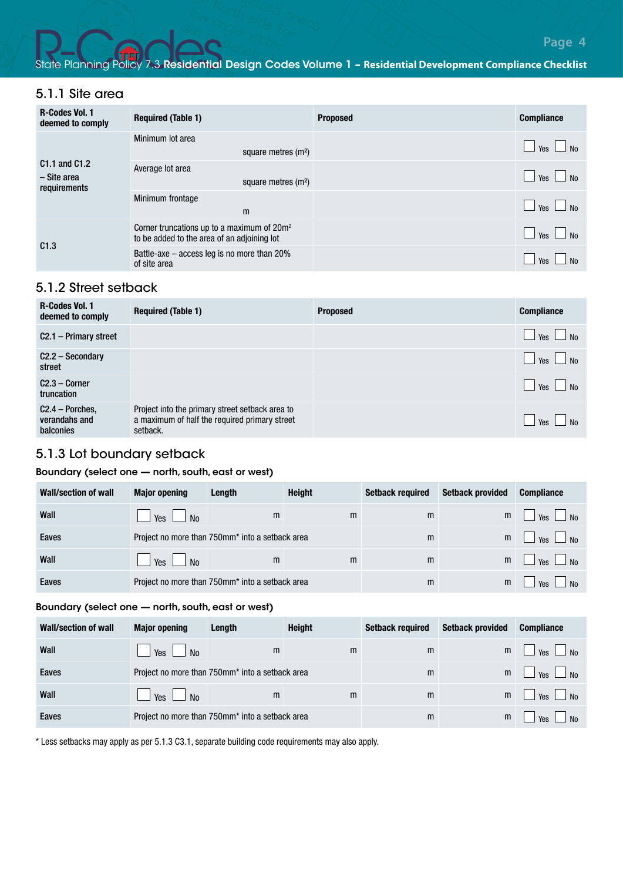## 5.1.1 Site area

| R-Codes Vol. 1 deemed to comply | Required (Table 1) | Proposed | Compliance |
|---|---|---|---|
| C1.1 and C1.2 – Site area requirements | Minimum lot area square metres (m²) | | ☐ Yes ☐ No |
| | Average lot area square metres (m²) | | ☐ Yes ☐ No |
| | Minimum frontage m | | ☐ Yes ☐ No |
| C1.3 | Corner truncations up to a maximum of 20m² to be added to the area of an adjoining lot | | ☐ Yes ☐ No |
| | Battle-axe – access leg is no more than 20% of site area | | ☐ Yes ☐ No |

## 5.1.2 Street setback

| R-Codes Vol. 1 deemed to comply | Required (Table 1) | Proposed | Compliance |
|---|---|---|---|
| C2.1 – Primary street | | | ☐ Yes ☐ No |
| C2.2 – Secondary street | | | ☐ Yes ☐ No |
| C2.3 – Corner truncation | | | ☐ Yes ☐ No |
| C2.4 – Porches, verandahs and balconies | Project into the primary street setback area to a maximum of half the required primary street setback. | | ☐ Yes ☐ No |

## 5.1.3 Lot boundary setback

**Boundary (select one — north, south, east or west)**

| Wall/section of wall | Major opening | Length | Height | Setback required | Setback provided | Compliance |
|---|---|---|---|---|---|---|
| Wall | ☐ Yes ☐ No | m | m | m | m | ☐ Yes ☐ No |
| Eaves | Project no more than 750mm* into a setback area | | | m | m | ☐ Yes ☐ No |
| Wall | ☐ Yes ☐ No | m | m | m | m | ☐ Yes ☐ No |
| Eaves | Project no more than 750mm* into a setback area | | | m | m | ☐ Yes ☐ No |

**Boundary (select one — north, south, east or west)**

| Wall/section of wall | Major opening | Length | Height | Setback required | Setback provided | Compliance |
|---|---|---|---|---|---|---|
| Wall | ☐ Yes ☐ No | m | m | m | m | ☐ Yes ☐ No |
| Eaves | Project no more than 750mm* into a setback area | | | m | m | ☐ Yes ☐ No |
| Wall | ☐ Yes ☐ No | m | m | m | m | ☐ Yes ☐ No |
| Eaves | Project no more than 750mm* into a setback area | | | m | m | ☐ Yes ☐ No |

* Less setbacks may apply as per 5.1.3 C3.1, separate building code requirements may also apply.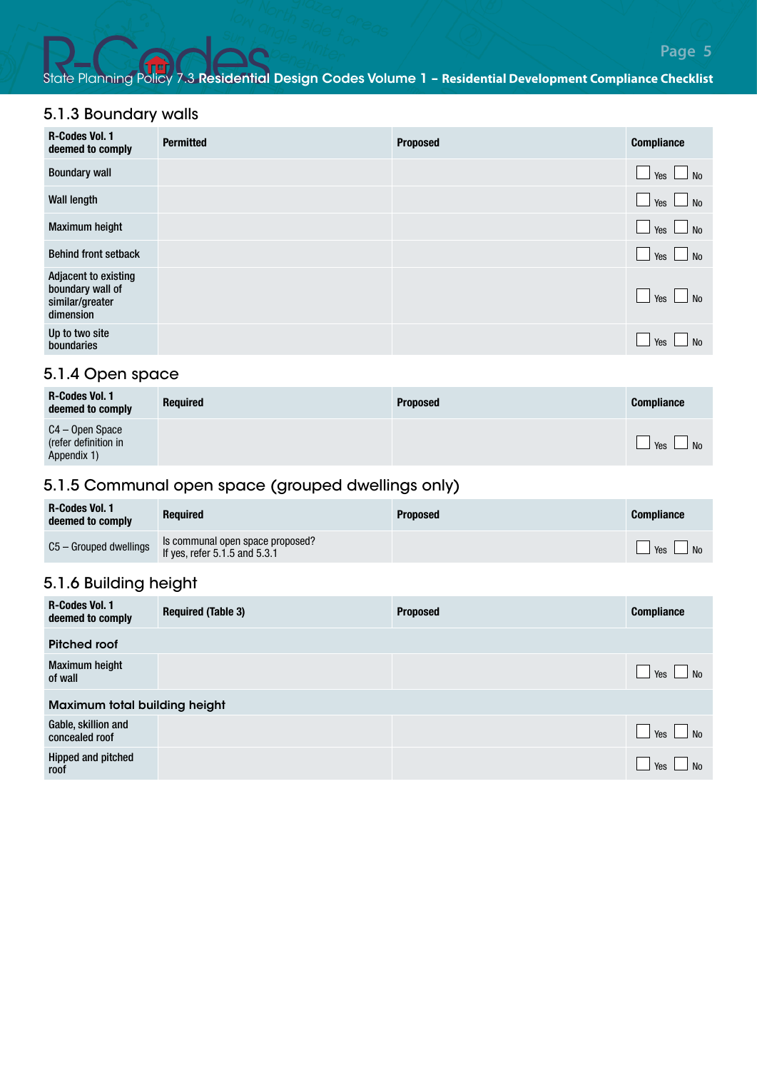## 5.1.3 Boundary walls

| R-Codes Vol. 1 deemed to comply | Permitted | Proposed | Compliance |
|---|---|---|---|
| Boundary wall | | | ☐ Yes ☐ No |
| Wall length | | | ☐ Yes ☐ No |
| Maximum height | | | ☐ Yes ☐ No |
| Behind front setback | | | ☐ Yes ☐ No |
| Adjacent to existing boundary wall of similar/greater dimension | | | ☐ Yes ☐ No |
| Up to two site boundaries | | | ☐ Yes ☐ No |

## 5.1.4 Open space

| R-Codes Vol. 1 deemed to comply | Required | Proposed | Compliance |
|---|---|---|---|
| C4 – Open Space (refer definition in Appendix 1) | | | ☐ Yes ☐ No |

## 5.1.5 Communal open space (grouped dwellings only)

| R-Codes Vol. 1 deemed to comply | Required | Proposed | Compliance |
|---|---|---|---|
| C5 – Grouped dwellings | Is communal open space proposed? If yes, refer 5.1.5 and 5.3.1 | | ☐ Yes ☐ No |

## 5.1.6 Building height

| R-Codes Vol. 1 deemed to comply | Required (Table 3) | Proposed | Compliance |
|---|---|---|---|
| **Pitched roof** | | | |
| Maximum height of wall | | | ☐ Yes ☐ No |
| **Maximum total building height** | | | |
| Gable, skillion and concealed roof | | | ☐ Yes ☐ No |
| Hipped and pitched roof | | | ☐ Yes ☐ No |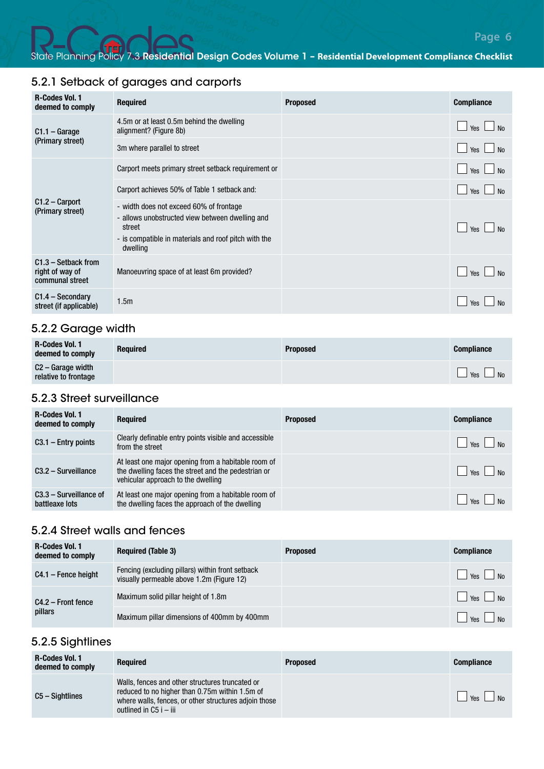## 5.2.1 Setback of garages and carports

| R-Codes Vol. 1 deemed to comply | Required | Proposed | Compliance |
|---|---|---|---|
| C1.1 – Garage (Primary street) | 4.5m or at least 0.5m behind the dwelling alignment? (Figure 8b) | | ☐ Yes ☐ No |
| | 3m where parallel to street | | ☐ Yes ☐ No |
| C1.2 – Carport (Primary street) | Carport meets primary street setback requirement or | | ☐ Yes ☐ No |
| | Carport achieves 50% of Table 1 setback and: | | ☐ Yes ☐ No |
| | - width does not exceed 60% of frontage<br>- allows unobstructed view between dwelling and street<br>- is compatible in materials and roof pitch with the dwelling | | ☐ Yes ☐ No |
| C1.3 – Setback from right of way of communal street | Manoeuvring space of at least 6m provided? | | ☐ Yes ☐ No |
| C1.4 – Secondary street (if applicable) | 1.5m | | ☐ Yes ☐ No |

## 5.2.2 Garage width

| R-Codes Vol. 1 deemed to comply | Required | Proposed | Compliance |
|---|---|---|---|
| C2 – Garage width relative to frontage | | | ☐ Yes ☐ No |

## 5.2.3 Street surveillance

| R-Codes Vol. 1 deemed to comply | Required | Proposed | Compliance |
|---|---|---|---|
| C3.1 – Entry points | Clearly definable entry points visible and accessible from the street | | ☐ Yes ☐ No |
| C3.2 – Surveillance | At least one major opening from a habitable room of the dwelling faces the street and the pedestrian or vehicular approach to the dwelling | | ☐ Yes ☐ No |
| C3.3 – Surveillance of battleaxe lots | At least one major opening from a habitable room of the dwelling faces the approach of the dwelling | | ☐ Yes ☐ No |

## 5.2.4 Street walls and fences

| R-Codes Vol. 1 deemed to comply | Required (Table 3) | Proposed | Compliance |
|---|---|---|---|
| C4.1 – Fence height | Fencing (excluding pillars) within front setback visually permeable above 1.2m (Figure 12) | | ☐ Yes ☐ No |
| C4.2 – Front fence pillars | Maximum solid pillar height of 1.8m | | ☐ Yes ☐ No |
| | Maximum pillar dimensions of 400mm by 400mm | | ☐ Yes ☐ No |

## 5.2.5 Sightlines

| R-Codes Vol. 1 deemed to comply | Required | Proposed | Compliance |
|---|---|---|---|
| C5 – Sightlines | Walls, fences and other structures truncated or reduced to no higher than 0.75m within 1.5m of where walls, fences, or other structures adjoin those outlined in C5 i – iii | | ☐ Yes ☐ No |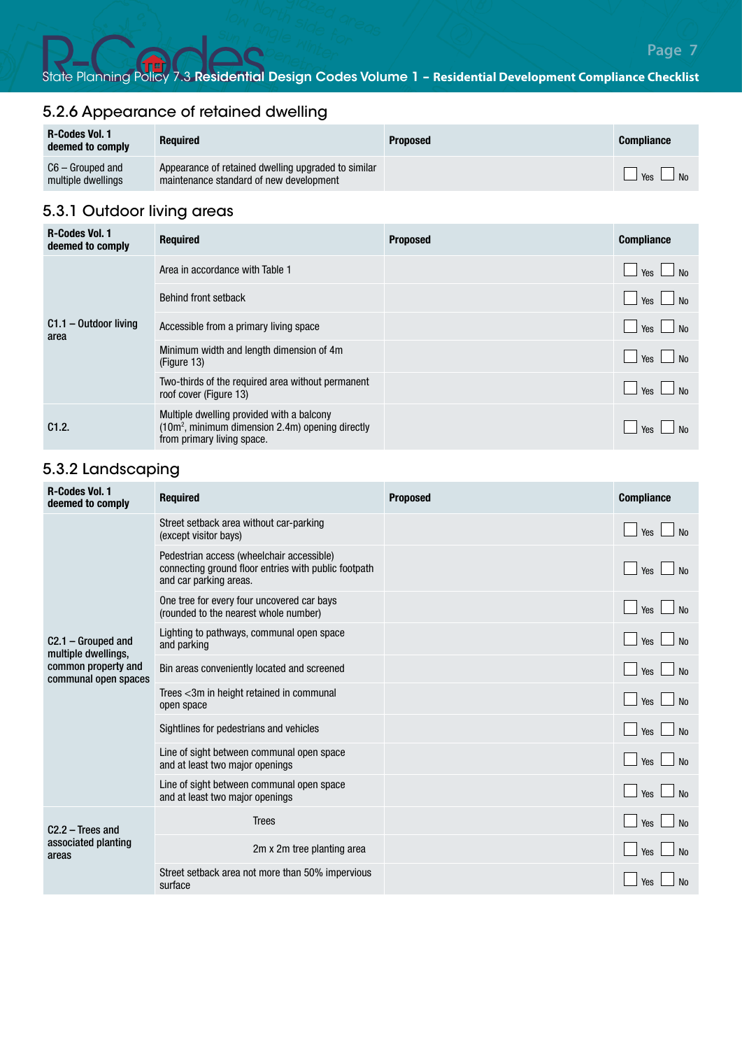## 5.2.6 Appearance of retained dwelling

| R-Codes Vol. 1 deemed to comply | Required | Proposed | Compliance |
|---|---|---|---|
| C6 – Grouped and multiple dwellings | Appearance of retained dwelling upgraded to similar maintenance standard of new development | | ☐ Yes ☐ No |

## 5.3.1 Outdoor living areas

| R-Codes Vol. 1 deemed to comply | Required | Proposed | Compliance |
|---|---|---|---|
| C1.1 – Outdoor living area | Area in accordance with Table 1 | | ☐ Yes ☐ No |
| | Behind front setback | | ☐ Yes ☐ No |
| | Accessible from a primary living space | | ☐ Yes ☐ No |
| | Minimum width and length dimension of 4m (Figure 13) | | ☐ Yes ☐ No |
| | Two-thirds of the required area without permanent roof cover (Figure 13) | | ☐ Yes ☐ No |
| C1.2. | Multiple dwelling provided with a balcony ($10m^2$, minimum dimension 2.4m) opening directly from primary living space. | | ☐ Yes ☐ No |

## 5.3.2 Landscaping

| R-Codes Vol. 1 deemed to comply | Required | Proposed | Compliance |
|---|---|---|---|
| C2.1 – Grouped and multiple dwellings, common property and communal open spaces | Street setback area without car-parking (except visitor bays) | | ☐ Yes ☐ No |
| | Pedestrian access (wheelchair accessible) connecting ground floor entries with public footpath and car parking areas. | | ☐ Yes ☐ No |
| | One tree for every four uncovered car bays (rounded to the nearest whole number) | | ☐ Yes ☐ No |
| | Lighting to pathways, communal open space and parking | | ☐ Yes ☐ No |
| | Bin areas conveniently located and screened | | ☐ Yes ☐ No |
| | Trees <3m in height retained in communal open space | | ☐ Yes ☐ No |
| | Sightlines for pedestrians and vehicles | | ☐ Yes ☐ No |
| | Line of sight between communal open space and at least two major openings | | ☐ Yes ☐ No |
| | Line of sight between communal open space and at least two major openings | | ☐ Yes ☐ No |
| C2.2 – Trees and associated planting areas | Trees | | ☐ Yes ☐ No |
| | 2m x 2m tree planting area | | ☐ Yes ☐ No |
| | Street setback area not more than 50% impervious surface | | ☐ Yes ☐ No |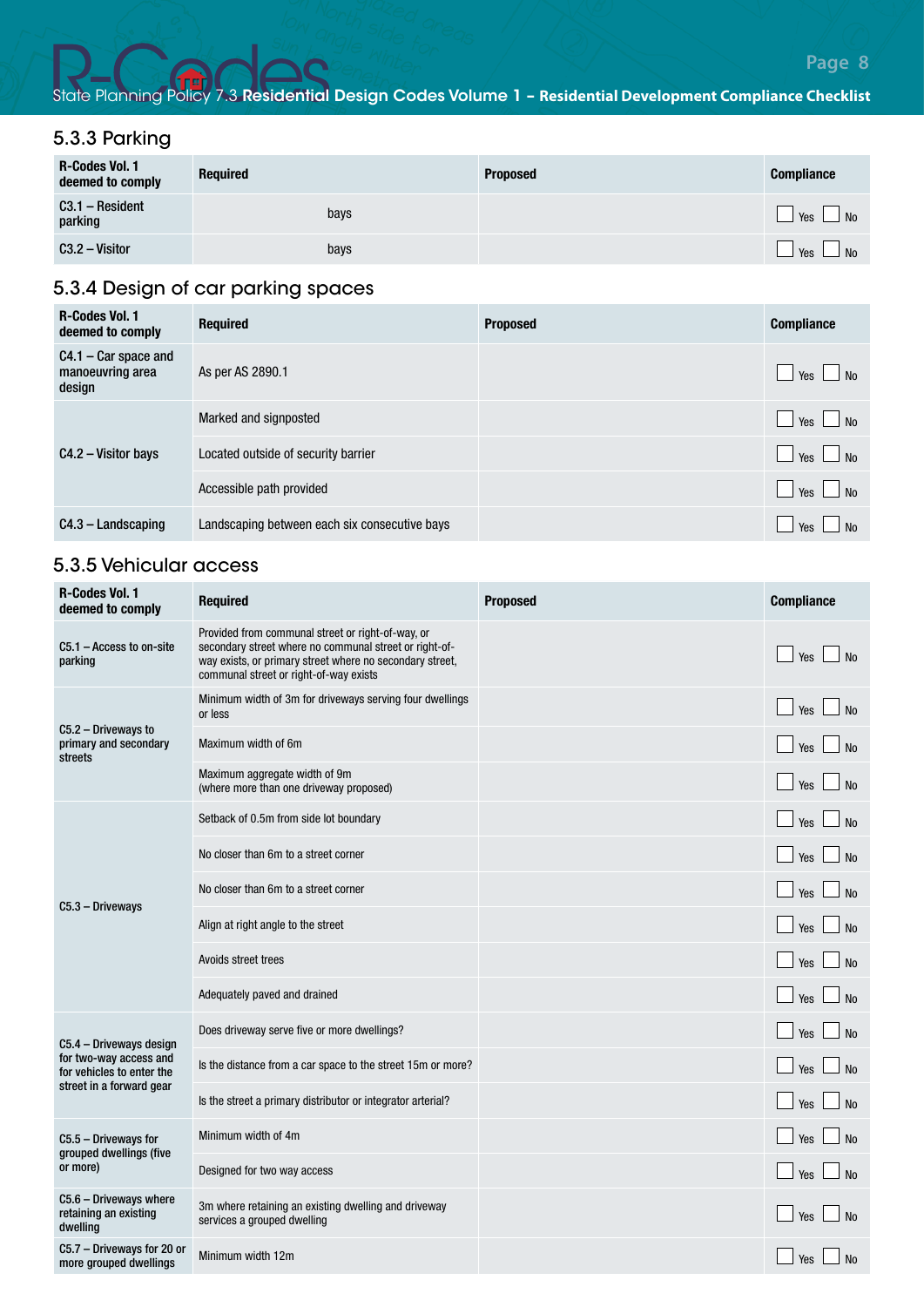### 5.3.3 Parking

| R-Codes Vol. 1 deemed to comply | Required | Proposed | Compliance |
|---|---|---|---|
| C3.1 – Resident parking | bays | | ☐ Yes ☐ No |
| C3.2 – Visitor | bays | | ☐ Yes ☐ No |

### 5.3.4 Design of car parking spaces

| R-Codes Vol. 1 deemed to comply | Required | Proposed | Compliance |
|---|---|---|---|
| C4.1 – Car space and manoeuvring area design | As per AS 2890.1 | | ☐ Yes ☐ No |
| C4.2 – Visitor bays | Marked and signposted | | ☐ Yes ☐ No |
| | Located outside of security barrier | | ☐ Yes ☐ No |
| | Accessible path provided | | ☐ Yes ☐ No |
| C4.3 – Landscaping | Landscaping between each six consecutive bays | | ☐ Yes ☐ No |

### 5.3.5 Vehicular access

| R-Codes Vol. 1 deemed to comply | Required | Proposed | Compliance |
|---|---|---|---|
| C5.1 – Access to on-site parking | Provided from communal street or right-of-way, or secondary street where no communal street or right-of-way exists, or primary street where no secondary street, communal street or right-of-way exists | | ☐ Yes ☐ No |
| C5.2 – Driveways to primary and secondary streets | Minimum width of 3m for driveways serving four dwellings or less | | ☐ Yes ☐ No |
| | Maximum width of 6m | | ☐ Yes ☐ No |
| | Maximum aggregate width of 9m (where more than one driveway proposed) | | ☐ Yes ☐ No |
| C5.3 – Driveways | Setback of 0.5m from side lot boundary | | ☐ Yes ☐ No |
| | No closer than 6m to a street corner | | ☐ Yes ☐ No |
| | No closer than 6m to a street corner | | ☐ Yes ☐ No |
| | Align at right angle to the street | | ☐ Yes ☐ No |
| | Avoids street trees | | ☐ Yes ☐ No |
| | Adequately paved and drained | | ☐ Yes ☐ No |
| C5.4 – Driveways design for two-way access and for vehicles to enter the street in a forward gear | Does driveway serve five or more dwellings? | | ☐ Yes ☐ No |
| | Is the distance from a car space to the street 15m or more? | | ☐ Yes ☐ No |
| | Is the street a primary distributor or integrator arterial? | | ☐ Yes ☐ No |
| C5.5 – Driveways for grouped dwellings (five or more) | Minimum width of 4m | | ☐ Yes ☐ No |
| | Designed for two way access | | ☐ Yes ☐ No |
| C5.6 – Driveways where retaining an existing dwelling | 3m where retaining an existing dwelling and driveway services a grouped dwelling | | ☐ Yes ☐ No |
| C5.7 – Driveways for 20 or more grouped dwellings | Minimum width 12m | | ☐ Yes ☐ No |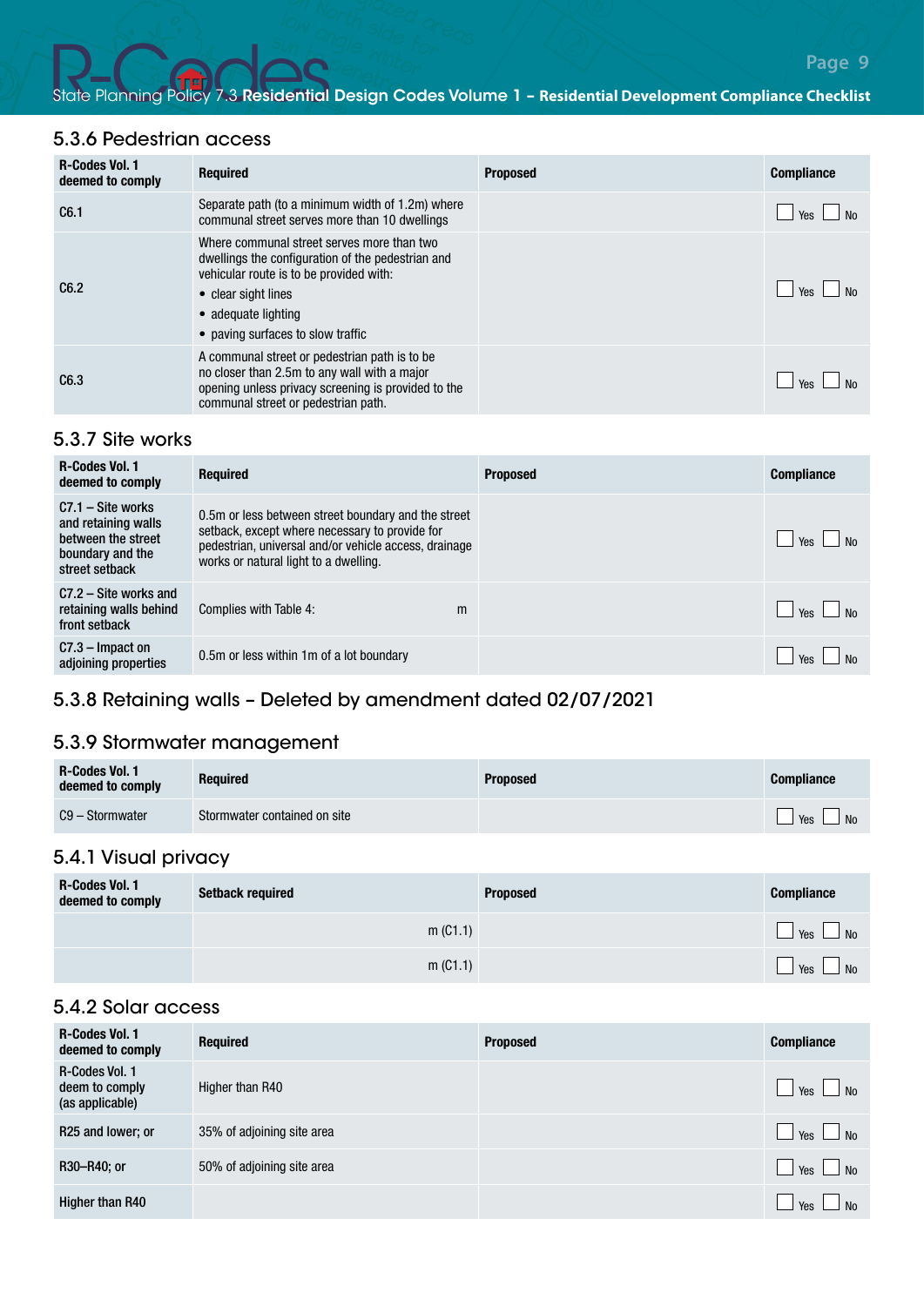## 5.3.6 Pedestrian access

| R-Codes Vol. 1 deemed to comply | Required | Proposed | Compliance |
|---|---|---|---|
| C6.1 | Separate path (to a minimum width of 1.2m) where communal street serves more than 10 dwellings | | ☐ Yes ☐ No |
| C6.2 | Where communal street serves more than two dwellings the configuration of the pedestrian and vehicular route is to be provided with:<br>• clear sight lines<br>• adequate lighting<br>• paving surfaces to slow traffic | | ☐ Yes ☐ No |
| C6.3 | A communal street or pedestrian path is to be no closer than 2.5m to any wall with a major opening unless privacy screening is provided to the communal street or pedestrian path. | | ☐ Yes ☐ No |

## 5.3.7 Site works

| R-Codes Vol. 1 deemed to comply | Required | Proposed | Compliance |
|---|---|---|---|
| C7.1 – Site works and retaining walls between the street boundary and the street setback | 0.5m or less between street boundary and the street setback, except where necessary to provide for pedestrian, universal and/or vehicle access, drainage works or natural light to a dwelling. | | ☐ Yes ☐ No |
| C7.2 – Site works and retaining walls behind front setback | Complies with Table 4: m | | ☐ Yes ☐ No |
| C7.3 – Impact on adjoining properties | 0.5m or less within 1m of a lot boundary | | ☐ Yes ☐ No |

## 5.3.8 Retaining walls – Deleted by amendment dated 02/07/2021

## 5.3.9 Stormwater management

| R-Codes Vol. 1 deemed to comply | Required | Proposed | Compliance |
|---|---|---|---|
| C9 – Stormwater | Stormwater contained on site | | ☐ Yes ☐ No |

## 5.4.1 Visual privacy

| R-Codes Vol. 1 deemed to comply | Setback required | Proposed | Compliance |
|---|---|---|---|
| | m (C1.1) | | ☐ Yes ☐ No |
| | m (C1.1) | | ☐ Yes ☐ No |

## 5.4.2 Solar access

| R-Codes Vol. 1 deemed to comply | Required | Proposed | Compliance |
|---|---|---|---|
| R-Codes Vol. 1 deem to comply (as applicable) | Higher than R40 | | ☐ Yes ☐ No |
| R25 and lower; or | 35% of adjoining site area | | ☐ Yes ☐ No |
| R30–R40; or | 50% of adjoining site area | | ☐ Yes ☐ No |
| Higher than R40 | | | ☐ Yes ☐ No |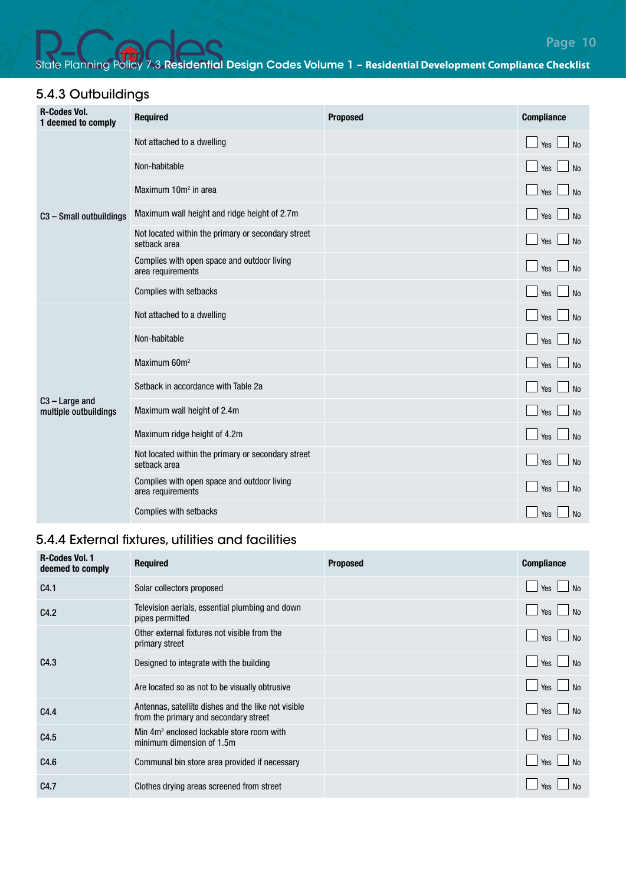## 5.4.3 Outbuildings

| R-Codes Vol. 1 deemed to comply | Required | Proposed | Compliance |
|---|---|---|---|
| C3 – Small outbuildings | Not attached to a dwelling | | ☐ Yes ☐ No |
| | Non-habitable | | ☐ Yes ☐ No |
| | Maximum 10m² in area | | ☐ Yes ☐ No |
| | Maximum wall height and ridge height of 2.7m | | ☐ Yes ☐ No |
| | Not located within the primary or secondary street setback area | | ☐ Yes ☐ No |
| | Complies with open space and outdoor living area requirements | | ☐ Yes ☐ No |
| | Complies with setbacks | | ☐ Yes ☐ No |
| C3 – Large and multiple outbuildings | Not attached to a dwelling | | ☐ Yes ☐ No |
| | Non-habitable | | ☐ Yes ☐ No |
| | Maximum 60m² | | ☐ Yes ☐ No |
| | Setback in accordance with Table 2a | | ☐ Yes ☐ No |
| | Maximum wall height of 2.4m | | ☐ Yes ☐ No |
| | Maximum ridge height of 4.2m | | ☐ Yes ☐ No |
| | Not located within the primary or secondary street setback area | | ☐ Yes ☐ No |
| | Complies with open space and outdoor living area requirements | | ☐ Yes ☐ No |
| | Complies with setbacks | | ☐ Yes ☐ No |

## 5.4.4 External fixtures, utilities and facilities

| R-Codes Vol. 1 deemed to comply | Required | Proposed | Compliance |
|---|---|---|---|
| C4.1 | Solar collectors proposed | | ☐ Yes ☐ No |
| C4.2 | Television aerials, essential plumbing and down pipes permitted | | ☐ Yes ☐ No |
| C4.3 | Other external fixtures not visible from the primary street | | ☐ Yes ☐ No |
| | Designed to integrate with the building | | ☐ Yes ☐ No |
| | Are located so as not to be visually obtrusive | | ☐ Yes ☐ No |
| C4.4 | Antennas, satellite dishes and the like not visible from the primary and secondary street | | ☐ Yes ☐ No |
| C4.5 | Min 4m² enclosed lockable store room with minimum dimension of 1.5m | | ☐ Yes ☐ No |
| C4.6 | Communal bin store area provided if necessary | | ☐ Yes ☐ No |
| C4.7 | Clothes drying areas screened from street | | ☐ Yes ☐ No |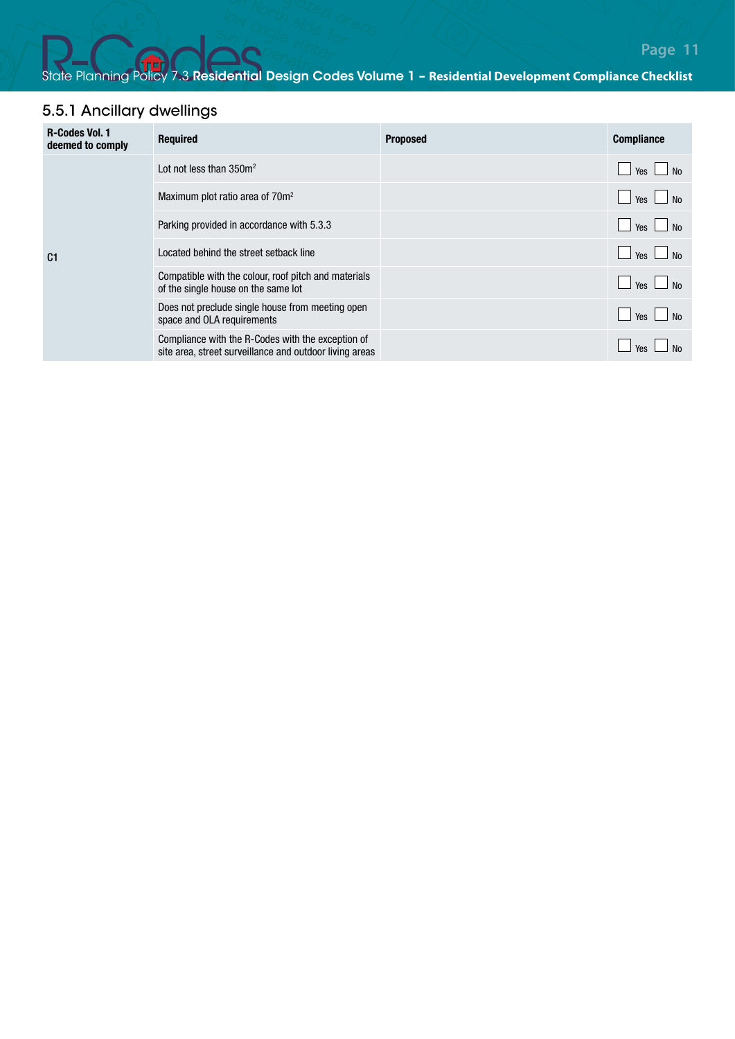## 5.5.1 Ancillary dwellings

| R-Codes Vol. 1 deemed to comply | Required | Proposed | Compliance |
|---|---|---|---|
| C1 | Lot not less than 350m$^2$ | | ☐ Yes ☐ No |
| | Maximum plot ratio area of 70m$^2$ | | ☐ Yes ☐ No |
| | Parking provided in accordance with 5.3.3 | | ☐ Yes ☐ No |
| | Located behind the street setback line | | ☐ Yes ☐ No |
| | Compatible with the colour, roof pitch and materials of the single house on the same lot | | ☐ Yes ☐ No |
| | Does not preclude single house from meeting open space and OLA requirements | | ☐ Yes ☐ No |
| | Compliance with the R-Codes with the exception of site area, street surveillance and outdoor living areas | | ☐ Yes ☐ No |